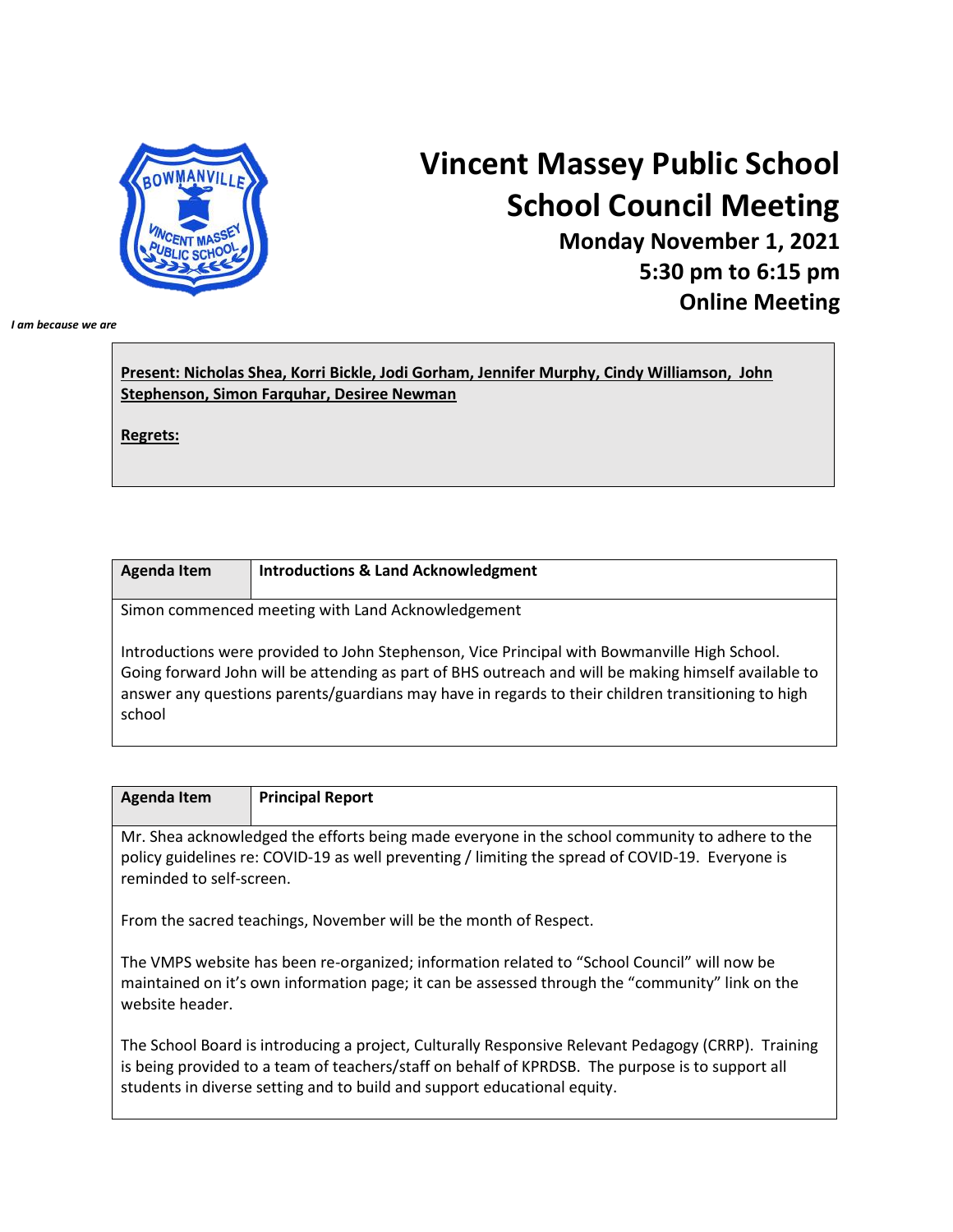# Vincent Massey Public School
# School Council Meeting

**Monday November 1, 2021**
**5:30 pm to 6:15 pm**
**Online Meeting**

***I am because we are***

**Present: Nicholas Shea, Korri Bickle, Jodi Gorham, Jennifer Murphy, Cindy Williamson, John Stephenson, Simon Farquhar, Desiree Newman**

**Regrets:**

| **Agenda Item** | **Introductions & Land Acknowledgment** |
|---|---|

Simon commenced meeting with Land Acknowledgement

Introductions were provided to John Stephenson, Vice Principal with Bowmanville High School. Going forward John will be attending as part of BHS outreach and will be making himself available to answer any questions parents/guardians may have in regards to their children transitioning to high school

| **Agenda Item** | **Principal Report** |
|---|---|

Mr. Shea acknowledged the efforts being made everyone in the school community to adhere to the policy guidelines re: COVID-19 as well preventing / limiting the spread of COVID-19. Everyone is reminded to self-screen.

From the sacred teachings, November will be the month of Respect.

The VMPS website has been re-organized; information related to "School Council" will now be maintained on it's own information page; it can be assessed through the "community" link on the website header.

The School Board is introducing a project, Culturally Responsive Relevant Pedagogy (CRRP). Training is being provided to a team of teachers/staff on behalf of KPRDSB. The purpose is to support all students in diverse setting and to build and support educational equity.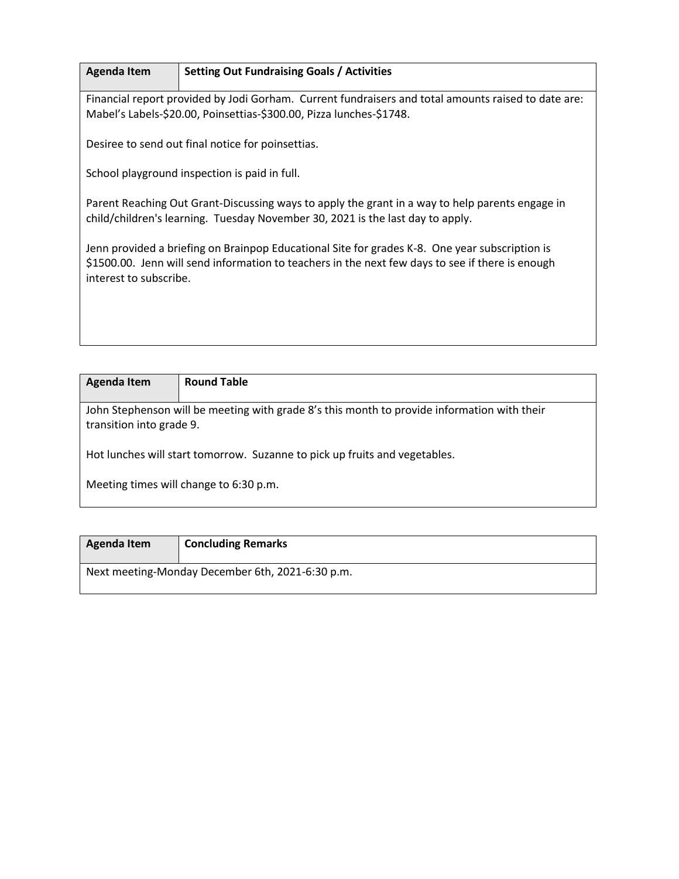| Agenda Item | Setting Out Fundraising Goals / Activities |
|---|---|

Financial report provided by Jodi Gorham. Current fundraisers and total amounts raised to date are: Mabel's Labels-$20.00, Poinsettias-$300.00, Pizza lunches-$1748.

Desiree to send out final notice for poinsettias.

School playground inspection is paid in full.

Parent Reaching Out Grant-Discussing ways to apply the grant in a way to help parents engage in child/children's learning. Tuesday November 30, 2021 is the last day to apply.

Jenn provided a briefing on Brainpop Educational Site for grades K-8. One year subscription is $1500.00. Jenn will send information to teachers in the next few days to see if there is enough interest to subscribe.

| Agenda Item | Round Table |
|---|---|

John Stephenson will be meeting with grade 8's this month to provide information with their transition into grade 9.

Hot lunches will start tomorrow. Suzanne to pick up fruits and vegetables.

Meeting times will change to 6:30 p.m.

| Agenda Item | Concluding Remarks |
|---|---|

Next meeting-Monday December 6th, 2021-6:30 p.m.